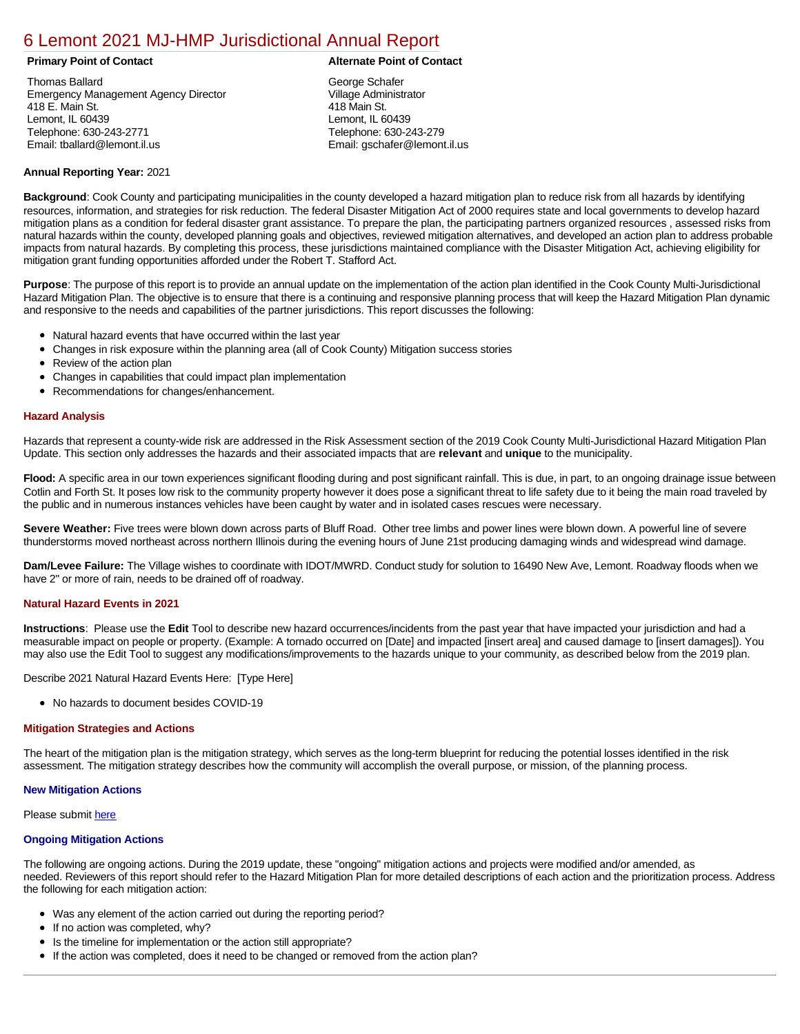# 6 Lemont 2021 MJ-HMP Jurisdictional Annual Report

**Primary Point of Contact**

Thomas Ballard
Emergency Management Agency Director
418 E. Main St.
Lemont, IL 60439
Telephone: 630-243-2771
Email: tballard@lemont.il.us

**Alternate Point of Contact**

George Schafer
Village Administrator
418 Main St.
Lemont, IL 60439
Telephone: 630-243-279
Email: gschafer@lemont.il.us

**Annual Reporting Year:** 2021

**Background**: Cook County and participating municipalities in the county developed a hazard mitigation plan to reduce risk from all hazards by identifying resources, information, and strategies for risk reduction. The federal Disaster Mitigation Act of 2000 requires state and local governments to develop hazard mitigation plans as a condition for federal disaster grant assistance. To prepare the plan, the participating partners organized resources , assessed risks from natural hazards within the county, developed planning goals and objectives, reviewed mitigation alternatives, and developed an action plan to address probable impacts from natural hazards. By completing this process, these jurisdictions maintained compliance with the Disaster Mitigation Act, achieving eligibility for mitigation grant funding opportunities afforded under the Robert T. Stafford Act.

**Purpose**: The purpose of this report is to provide an annual update on the implementation of the action plan identified in the Cook County Multi-Jurisdictional Hazard Mitigation Plan. The objective is to ensure that there is a continuing and responsive planning process that will keep the Hazard Mitigation Plan dynamic and responsive to the needs and capabilities of the partner jurisdictions. This report discusses the following:

- Natural hazard events that have occurred within the last year
- Changes in risk exposure within the planning area (all of Cook County) Mitigation success stories
- Review of the action plan
- Changes in capabilities that could impact plan implementation
- Recommendations for changes/enhancement.

## Hazard Analysis

Hazards that represent a county-wide risk are addressed in the Risk Assessment section of the 2019 Cook County Multi-Jurisdictional Hazard Mitigation Plan Update. This section only addresses the hazards and their associated impacts that are **relevant** and **unique** to the municipality.

**Flood:** A specific area in our town experiences significant flooding during and post significant rainfall. This is due, in part, to an ongoing drainage issue between Cotlin and Forth St. It poses low risk to the community property however it does pose a significant threat to life safety due to it being the main road traveled by the public and in numerous instances vehicles have been caught by water and in isolated cases rescues were necessary.

**Severe Weather:** Five trees were blown down across parts of Bluff Road. Other tree limbs and power lines were blown down. A powerful line of severe thunderstorms moved northeast across northern Illinois during the evening hours of June 21st producing damaging winds and widespread wind damage.

**Dam/Levee Failure:** The Village wishes to coordinate with IDOT/MWRD. Conduct study for solution to 16490 New Ave, Lemont. Roadway floods when we have 2" or more of rain, needs to be drained off of roadway.

## Natural Hazard Events in 2021

**Instructions**: Please use the **Edit** Tool to describe new hazard occurrences/incidents from the past year that have impacted your jurisdiction and had a measurable impact on people or property. (Example: A tornado occurred on [Date] and impacted [insert area] and caused damage to [insert damages]). You may also use the Edit Tool to suggest any modifications/improvements to the hazards unique to your community, as described below from the 2019 plan.

Describe 2021 Natural Hazard Events Here: [Type Here]

- No hazards to document besides COVID-19

## Mitigation Strategies and Actions

The heart of the mitigation plan is the mitigation strategy, which serves as the long-term blueprint for reducing the potential losses identified in the risk assessment. The mitigation strategy describes how the community will accomplish the overall purpose, or mission, of the planning process.

### New Mitigation Actions

Please submit here

### Ongoing Mitigation Actions

The following are ongoing actions. During the 2019 update, these "ongoing" mitigation actions and projects were modified and/or amended, as needed. Reviewers of this report should refer to the Hazard Mitigation Plan for more detailed descriptions of each action and the prioritization process. Address the following for each mitigation action:

- Was any element of the action carried out during the reporting period?
- If no action was completed, why?
- Is the timeline for implementation or the action still appropriate?
- If the action was completed, does it need to be changed or removed from the action plan?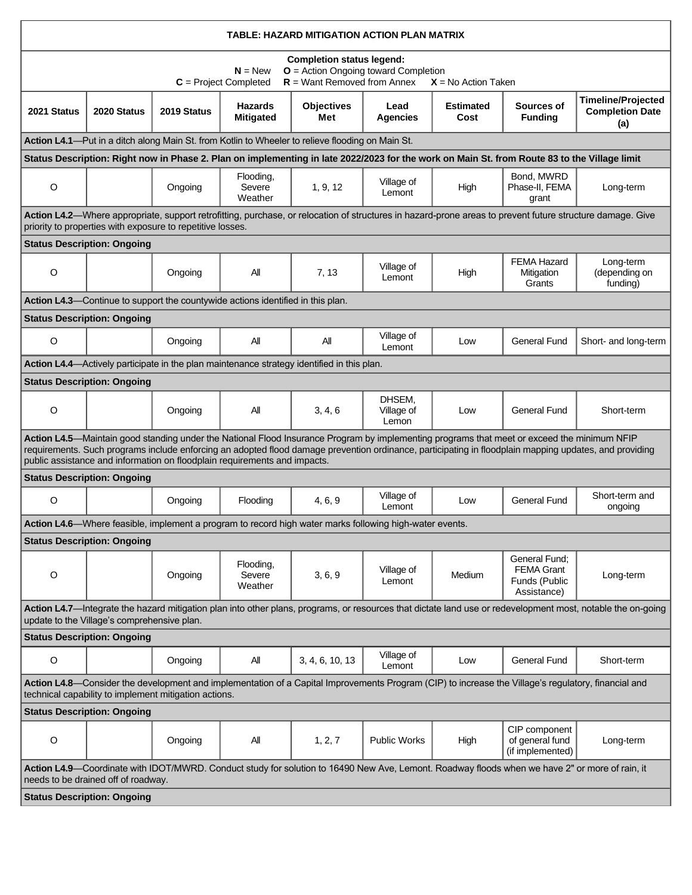| TABLE: HAZARD MITIGATION ACTION PLAN MATRIX | | | | | | | | |
|---|---|---|---|---|---|---|---|---|
| **Completion status legend:** **N** = New **O** = Action Ongoing toward Completion **C** = Project Completed **R** = Want Removed from Annex **X** = No Action Taken | | | | | | | | |
| **2021 Status** | **2020 Status** | **2019 Status** | **Hazards Mitigated** | **Objectives Met** | **Lead Agencies** | **Estimated Cost** | **Sources of Funding** | **Timeline/Projected Completion Date (a)** |
| **Action L4.1**—Put in a ditch along Main St. from Kotlin to Wheeler to relieve flooding on Main St. | | | | | | | | |
| **Status Description: Right now in Phase 2. Plan on implementing in late 2022/2023 for the work on Main St. from Route 83 to the Village limit** | | | | | | | | |
| O | | Ongoing | Flooding, Severe Weather | 1, 9, 12 | Village of Lemont | High | Bond, MWRD Phase-II, FEMA grant | Long-term |
| **Action L4.2**—Where appropriate, support retrofitting, purchase, or relocation of structures in hazard-prone areas to prevent future structure damage. Give priority to properties with exposure to repetitive losses. | | | | | | | | |
| **Status Description: Ongoing** | | | | | | | | |
| O | | Ongoing | All | 7, 13 | Village of Lemont | High | FEMA Hazard Mitigation Grants | Long-term (depending on funding) |
| **Action L4.3**—Continue to support the countywide actions identified in this plan. | | | | | | | | |
| **Status Description: Ongoing** | | | | | | | | |
| O | | Ongoing | All | All | Village of Lemont | Low | General Fund | Short- and long-term |
| **Action L4.4**—Actively participate in the plan maintenance strategy identified in this plan. | | | | | | | | |
| **Status Description: Ongoing** | | | | | | | | |
| O | | Ongoing | All | 3, 4, 6 | DHSEM, Village of Lemon | Low | General Fund | Short-term |
| **Action L4.5**—Maintain good standing under the National Flood Insurance Program by implementing programs that meet or exceed the minimum NFIP requirements. Such programs include enforcing an adopted flood damage prevention ordinance, participating in floodplain mapping updates, and providing public assistance and information on floodplain requirements and impacts. | | | | | | | | |
| **Status Description: Ongoing** | | | | | | | | |
| O | | Ongoing | Flooding | 4, 6, 9 | Village of Lemont | Low | General Fund | Short-term and ongoing |
| **Action L4.6**—Where feasible, implement a program to record high water marks following high-water events. | | | | | | | | |
| **Status Description: Ongoing** | | | | | | | | |
| O | | Ongoing | Flooding, Severe Weather | 3, 6, 9 | Village of Lemont | Medium | General Fund; FEMA Grant Funds (Public Assistance) | Long-term |
| **Action L4.7**—Integrate the hazard mitigation plan into other plans, programs, or resources that dictate land use or redevelopment most, notable the on-going update to the Village's comprehensive plan. | | | | | | | | |
| **Status Description: Ongoing** | | | | | | | | |
| O | | Ongoing | All | 3, 4, 6, 10, 13 | Village of Lemont | Low | General Fund | Short-term |
| **Action L4.8**—Consider the development and implementation of a Capital Improvements Program (CIP) to increase the Village's regulatory, financial and technical capability to implement mitigation actions. | | | | | | | | |
| **Status Description: Ongoing** | | | | | | | | |
| O | | Ongoing | All | 1, 2, 7 | Public Works | High | CIP component of general fund (if implemented) | Long-term |
| **Action L4.9**—Coordinate with IDOT/MWRD. Conduct study for solution to 16490 New Ave, Lemont. Roadway floods when we have 2" or more of rain, it needs to be drained off of roadway. | | | | | | | | |
| **Status Description: Ongoing** | | | | | | | | |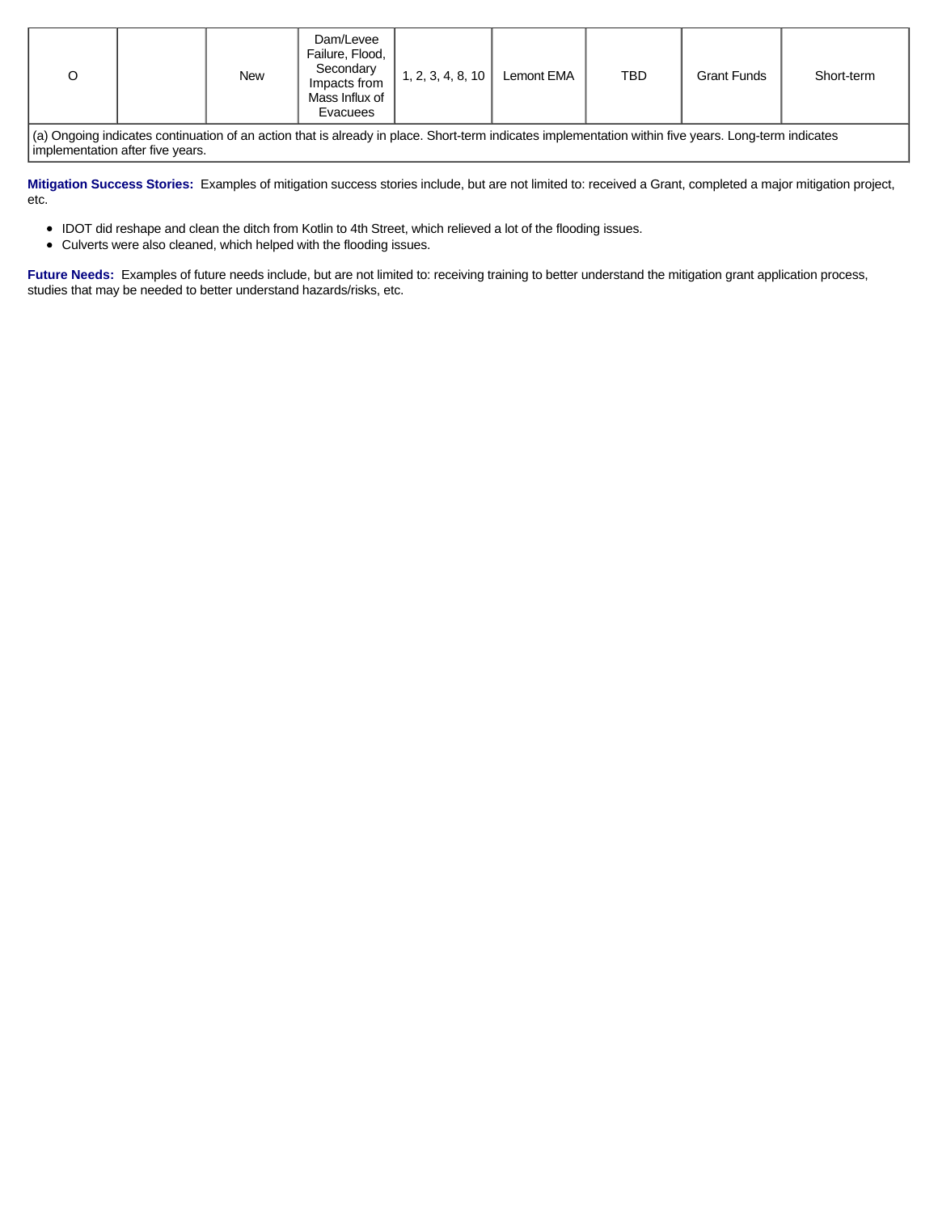| | | | | | | | | |
|---|---|---|---|---|---|---|---|---|
| O | | New | Dam/Levee Failure, Flood, Secondary Impacts from Mass Influx of Evacuees | 1, 2, 3, 4, 8, 10 | Lemont EMA | TBD | Grant Funds | Short-term |
| (a) Ongoing indicates continuation of an action that is already in place. Short-term indicates implementation within five years. Long-term indicates implementation after five years. | | | | | | | | |

**Mitigation Success Stories:** Examples of mitigation success stories include, but are not limited to: received a Grant, completed a major mitigation project, etc.

- IDOT did reshape and clean the ditch from Kotlin to 4th Street, which relieved a lot of the flooding issues.
- Culverts were also cleaned, which helped with the flooding issues.

**Future Needs:** Examples of future needs include, but are not limited to: receiving training to better understand the mitigation grant application process, studies that may be needed to better understand hazards/risks, etc.